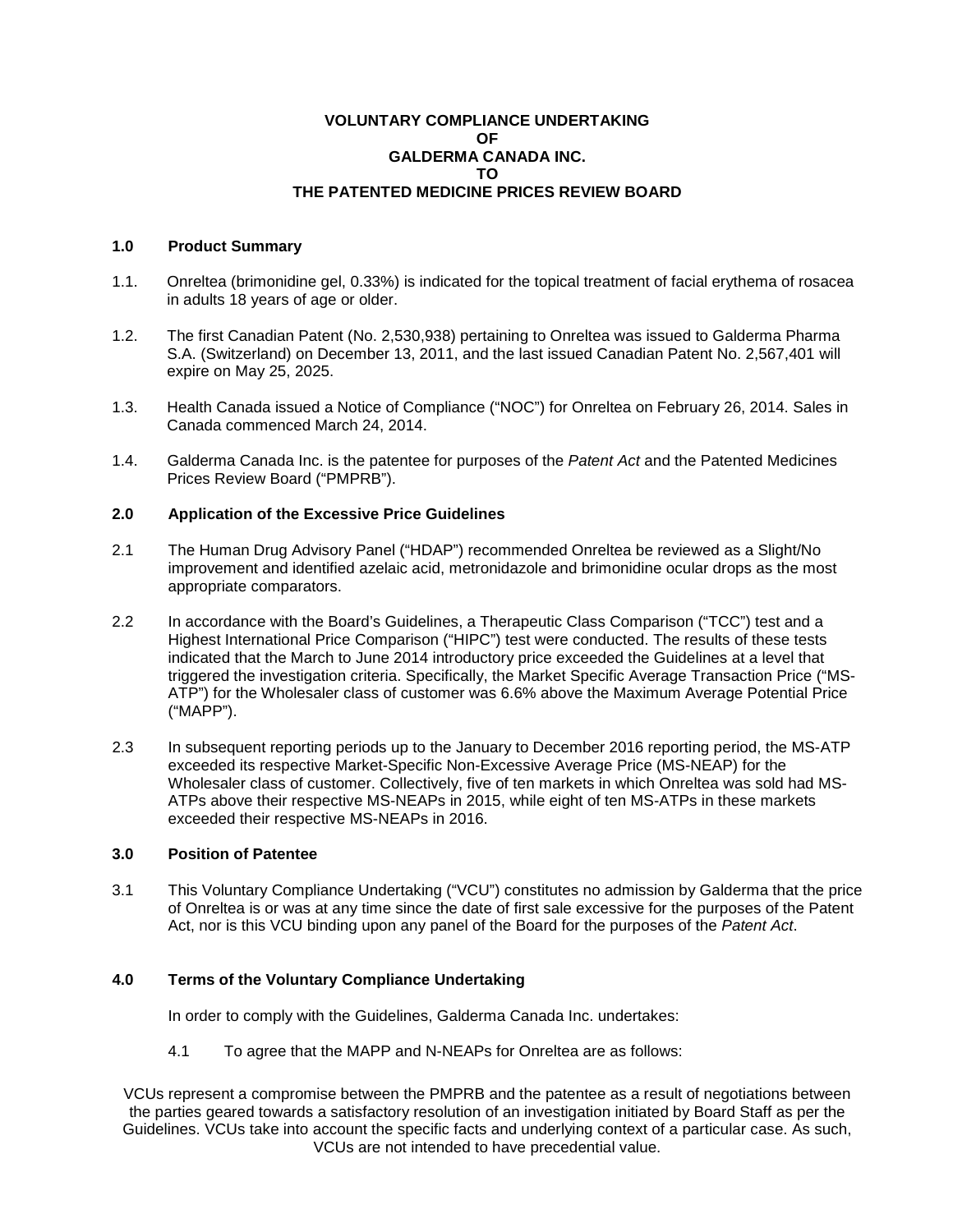**VOLUNTARY COMPLIANCE UNDERTAKING**
**OF**
**GALDERMA CANADA INC.**
**TO**
**THE PATENTED MEDICINE PRICES REVIEW BOARD**

## 1.0 Product Summary

1.1. Onreltea (brimonidine gel, 0.33%) is indicated for the topical treatment of facial erythema of rosacea in adults 18 years of age or older.

1.2. The first Canadian Patent (No. 2,530,938) pertaining to Onreltea was issued to Galderma Pharma S.A. (Switzerland) on December 13, 2011, and the last issued Canadian Patent No. 2,567,401 will expire on May 25, 2025.

1.3. Health Canada issued a Notice of Compliance ("NOC") for Onreltea on February 26, 2014. Sales in Canada commenced March 24, 2014.

1.4. Galderma Canada Inc. is the patentee for purposes of the *Patent Act* and the Patented Medicines Prices Review Board ("PMPRB").

## 2.0 Application of the Excessive Price Guidelines

2.1 The Human Drug Advisory Panel ("HDAP") recommended Onreltea be reviewed as a Slight/No improvement and identified azelaic acid, metronidazole and brimonidine ocular drops as the most appropriate comparators.

2.2 In accordance with the Board's Guidelines, a Therapeutic Class Comparison ("TCC") test and a Highest International Price Comparison ("HIPC") test were conducted. The results of these tests indicated that the March to June 2014 introductory price exceeded the Guidelines at a level that triggered the investigation criteria. Specifically, the Market Specific Average Transaction Price ("MS-ATP") for the Wholesaler class of customer was 6.6% above the Maximum Average Potential Price ("MAPP").

2.3 In subsequent reporting periods up to the January to December 2016 reporting period, the MS-ATP exceeded its respective Market-Specific Non-Excessive Average Price (MS-NEAP) for the Wholesaler class of customer. Collectively, five of ten markets in which Onreltea was sold had MS-ATPs above their respective MS-NEAPs in 2015, while eight of ten MS-ATPs in these markets exceeded their respective MS-NEAPs in 2016.

## 3.0 Position of Patentee

3.1 This Voluntary Compliance Undertaking ("VCU") constitutes no admission by Galderma that the price of Onreltea is or was at any time since the date of first sale excessive for the purposes of the Patent Act, nor is this VCU binding upon any panel of the Board for the purposes of the *Patent Act*.

## 4.0 Terms of the Voluntary Compliance Undertaking

In order to comply with the Guidelines, Galderma Canada Inc. undertakes:

4.1 To agree that the MAPP and N-NEAPs for Onreltea are as follows:

VCUs represent a compromise between the PMPRB and the patentee as a result of negotiations between the parties geared towards a satisfactory resolution of an investigation initiated by Board Staff as per the Guidelines. VCUs take into account the specific facts and underlying context of a particular case. As such, VCUs are not intended to have precedential value.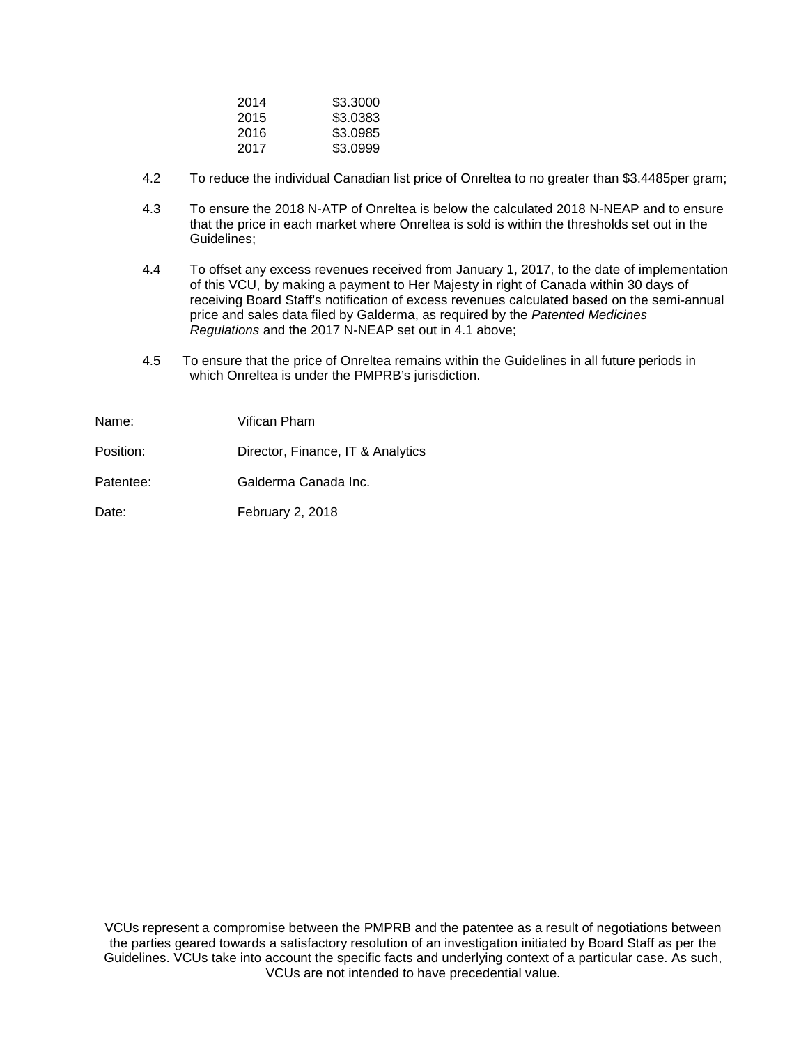| | |
|---|---|
| 2014 | $3.3000 |
| 2015 | $3.0383 |
| 2016 | $3.0985 |
| 2017 | $3.0999 |

4.2 To reduce the individual Canadian list price of Onreltea to no greater than $3.4485per gram;

4.3 To ensure the 2018 N-ATP of Onreltea is below the calculated 2018 N-NEAP and to ensure that the price in each market where Onreltea is sold is within the thresholds set out in the Guidelines;

4.4 To offset any excess revenues received from January 1, 2017, to the date of implementation of this VCU, by making a payment to Her Majesty in right of Canada within 30 days of receiving Board Staff's notification of excess revenues calculated based on the semi-annual price and sales data filed by Galderma, as required by the *Patented Medicines Regulations* and the 2017 N-NEAP set out in 4.1 above;

4.5 To ensure that the price of Onreltea remains within the Guidelines in all future periods in which Onreltea is under the PMPRB's jurisdiction.

| | |
|---|---|
| Name: | Vifican Pham |
| Position: | Director, Finance, IT & Analytics |
| Patentee: | Galderma Canada Inc. |
| Date: | February 2, 2018 |

VCUs represent a compromise between the PMPRB and the patentee as a result of negotiations between the parties geared towards a satisfactory resolution of an investigation initiated by Board Staff as per the Guidelines. VCUs take into account the specific facts and underlying context of a particular case. As such, VCUs are not intended to have precedential value.